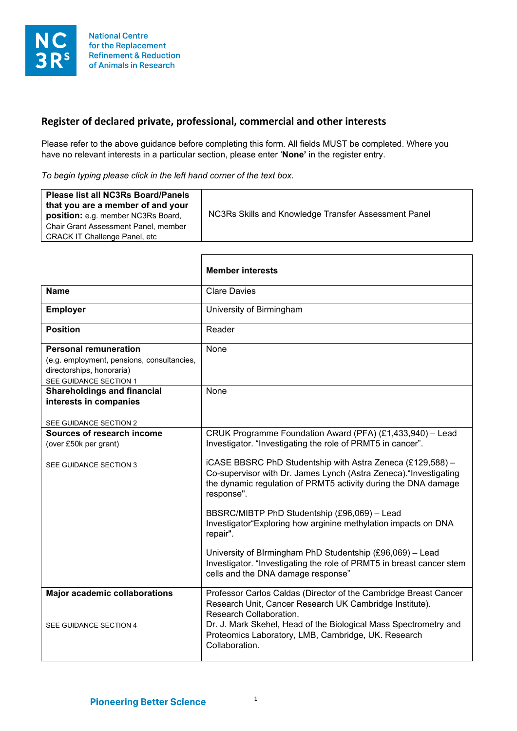National Centre for the Replacement Refinement & Reduction of Animals in Research

## Register of declared private, professional, commercial and other interests

Please refer to the above guidance before completing this form. All fields MUST be completed. Where you have no relevant interests in a particular section, please enter '**None**' in the register entry.

*To begin typing please click in the left hand corner of the text box.*

| **Please list all NC3Rs Board/Panels that you are a member of and your position:** e.g. member NC3Rs Board, Chair Grant Assessment Panel, member CRACK IT Challenge Panel, etc | NC3Rs Skills and Knowledge Transfer Assessment Panel |
|---|---|

| | **Member interests** |
|---|---|
| **Name** | Clare Davies |
| **Employer** | University of Birmingham |
| **Position** | Reader |
| **Personal remuneration** (e.g. employment, pensions, consultancies, directorships, honoraria) SEE GUIDANCE SECTION 1 | None |
| **Shareholdings and financial interests in companies** SEE GUIDANCE SECTION 2 | None |
| **Sources of research income** (over £50k per grant) SEE GUIDANCE SECTION 3 | CRUK Programme Foundation Award (PFA) (£1,433,940) – Lead Investigator. "Investigating the role of PRMT5 in cancer". <br><br> iCASE BBSRC PhD Studentship with Astra Zeneca (£129,588) – Co-supervisor with Dr. James Lynch (Astra Zeneca)."Investigating the dynamic regulation of PRMT5 activity during the DNA damage response". <br><br> BBSRC/MIBTP PhD Studentship (£96,069) – Lead Investigator"Exploring how arginine methylation impacts on DNA repair". <br><br> University of BIrmingham PhD Studentship (£96,069) – Lead Investigator. "Investigating the role of PRMT5 in breast cancer stem cells and the DNA damage response" |
| **Major academic collaborations** SEE GUIDANCE SECTION 4 | Professor Carlos Caldas (Director of the Cambridge Breast Cancer Research Unit, Cancer Research UK Cambridge Institute). Research Collaboration. <br> Dr. J. Mark Skehel, Head of the Biological Mass Spectrometry and Proteomics Laboratory, LMB, Cambridge, UK. Research Collaboration. |

Pioneering Better Science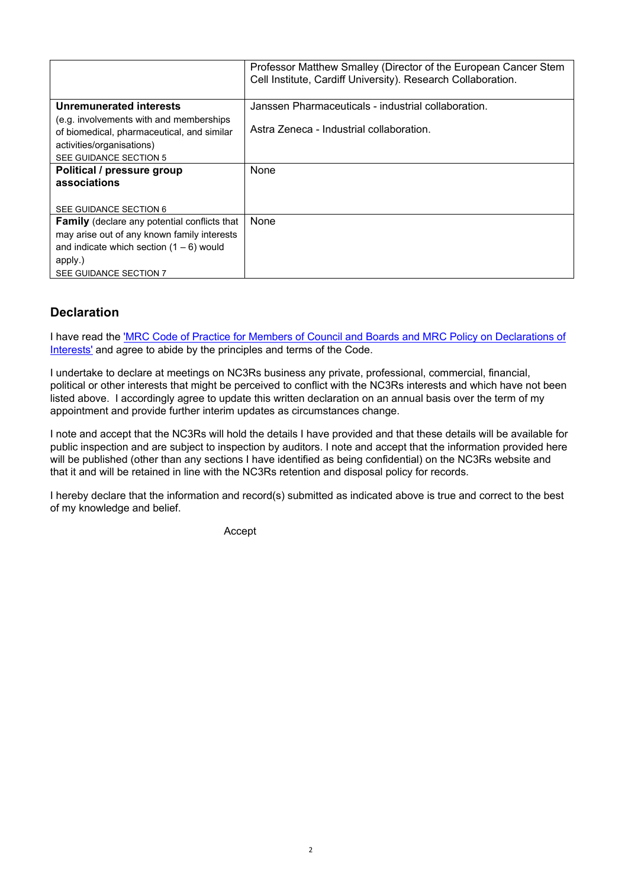| | |
|---|---|
| | Professor Matthew Smalley (Director of the European Cancer Stem Cell Institute, Cardiff University). Research Collaboration. |
| **Unremunerated interests** (e.g. involvements with and memberships of biomedical, pharmaceutical, and similar activities/organisations) SEE GUIDANCE SECTION 5 | Janssen Pharmaceuticals - industrial collaboration.<br><br>Astra Zeneca - Industrial collaboration. |
| **Political / pressure group associations**<br><br>SEE GUIDANCE SECTION 6 | None |
| **Family** (declare any potential conflicts that may arise out of any known family interests and indicate which section (1 – 6) would apply.) SEE GUIDANCE SECTION 7 | None |

## Declaration

I have read the 'MRC Code of Practice for Members of Council and Boards and MRC Policy on Declarations of Interests' and agree to abide by the principles and terms of the Code.

I undertake to declare at meetings on NC3Rs business any private, professional, commercial, financial, political or other interests that might be perceived to conflict with the NC3Rs interests and which have not been listed above. I accordingly agree to update this written declaration on an annual basis over the term of my appointment and provide further interim updates as circumstances change.

I note and accept that the NC3Rs will hold the details I have provided and that these details will be available for public inspection and are subject to inspection by auditors. I note and accept that the information provided here will be published (other than any sections I have identified as being confidential) on the NC3Rs website and that it and will be retained in line with the NC3Rs retention and disposal policy for records.

I hereby declare that the information and record(s) submitted as indicated above is true and correct to the best of my knowledge and belief.

Accept